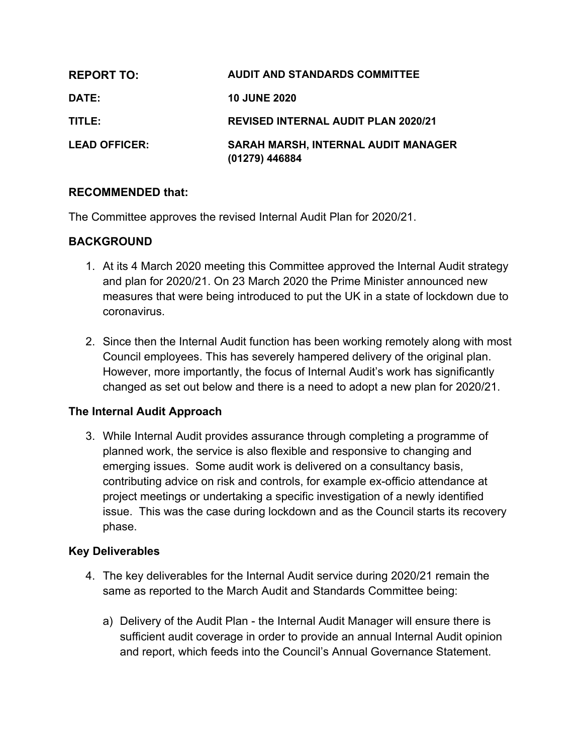| | |
|---|---|
| **REPORT TO:** | **AUDIT AND STANDARDS COMMITTEE** |
| **DATE:** | **10 JUNE 2020** |
| **TITLE:** | **REVISED INTERNAL AUDIT PLAN 2020/21** |
| **LEAD OFFICER:** | **SARAH MARSH, INTERNAL AUDIT MANAGER (01279) 446884** |

## RECOMMENDED that:

The Committee approves the revised Internal Audit Plan for 2020/21.

## BACKGROUND

1. At its 4 March 2020 meeting this Committee approved the Internal Audit strategy and plan for 2020/21. On 23 March 2020 the Prime Minister announced new measures that were being introduced to put the UK in a state of lockdown due to coronavirus.

2. Since then the Internal Audit function has been working remotely along with most Council employees. This has severely hampered delivery of the original plan. However, more importantly, the focus of Internal Audit's work has significantly changed as set out below and there is a need to adopt a new plan for 2020/21.

### The Internal Audit Approach

3. While Internal Audit provides assurance through completing a programme of planned work, the service is also flexible and responsive to changing and emerging issues. Some audit work is delivered on a consultancy basis, contributing advice on risk and controls, for example ex-officio attendance at project meetings or undertaking a specific investigation of a newly identified issue. This was the case during lockdown and as the Council starts its recovery phase.

### Key Deliverables

4. The key deliverables for the Internal Audit service during 2020/21 remain the same as reported to the March Audit and Standards Committee being:

   a) Delivery of the Audit Plan - the Internal Audit Manager will ensure there is sufficient audit coverage in order to provide an annual Internal Audit opinion and report, which feeds into the Council's Annual Governance Statement.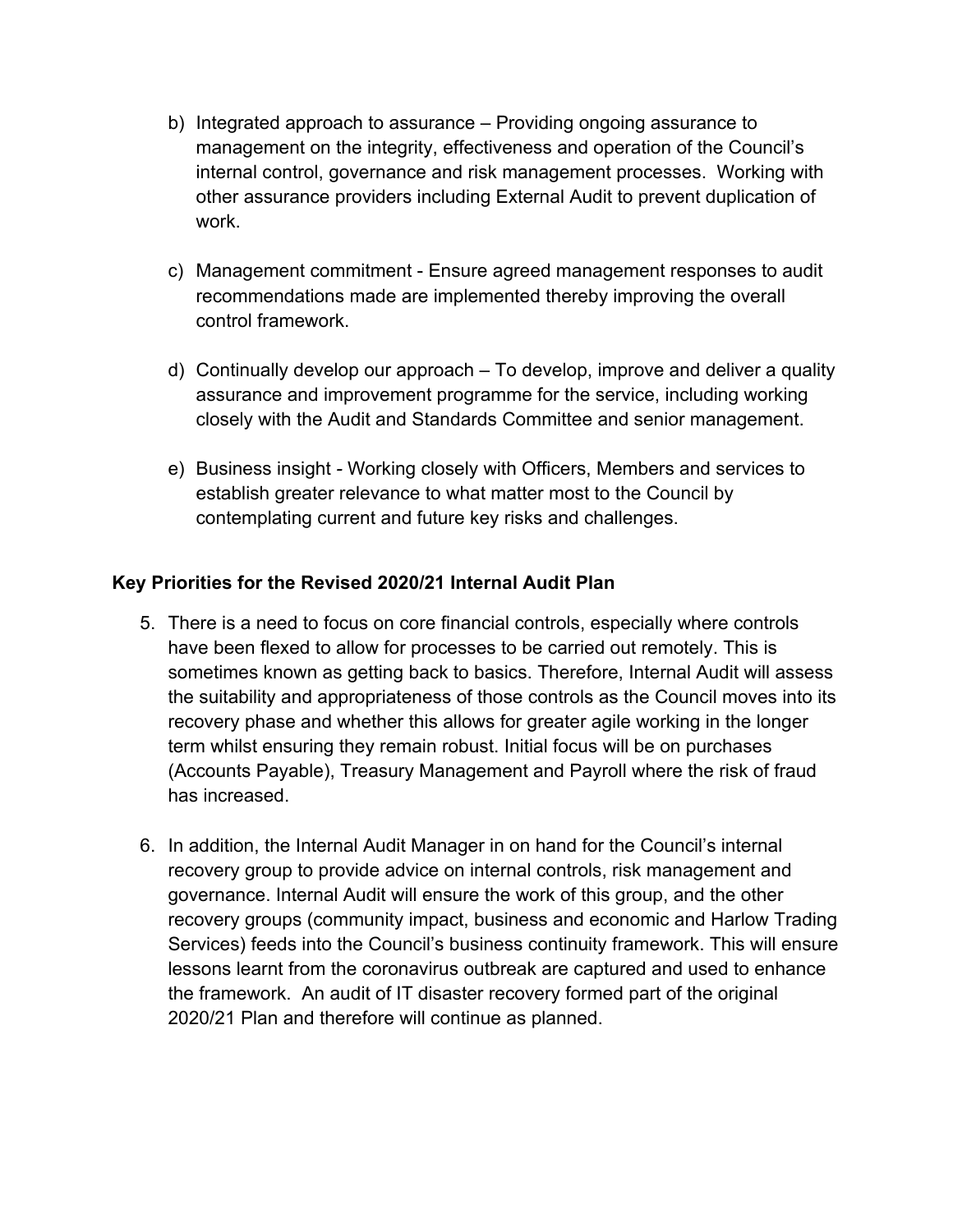b) Integrated approach to assurance – Providing ongoing assurance to management on the integrity, effectiveness and operation of the Council's internal control, governance and risk management processes. Working with other assurance providers including External Audit to prevent duplication of work.

c) Management commitment - Ensure agreed management responses to audit recommendations made are implemented thereby improving the overall control framework.

d) Continually develop our approach – To develop, improve and deliver a quality assurance and improvement programme for the service, including working closely with the Audit and Standards Committee and senior management.

e) Business insight - Working closely with Officers, Members and services to establish greater relevance to what matter most to the Council by contemplating current and future key risks and challenges.

**Key Priorities for the Revised 2020/21 Internal Audit Plan**

5. There is a need to focus on core financial controls, especially where controls have been flexed to allow for processes to be carried out remotely. This is sometimes known as getting back to basics. Therefore, Internal Audit will assess the suitability and appropriateness of those controls as the Council moves into its recovery phase and whether this allows for greater agile working in the longer term whilst ensuring they remain robust. Initial focus will be on purchases (Accounts Payable), Treasury Management and Payroll where the risk of fraud has increased.

6. In addition, the Internal Audit Manager in on hand for the Council's internal recovery group to provide advice on internal controls, risk management and governance. Internal Audit will ensure the work of this group, and the other recovery groups (community impact, business and economic and Harlow Trading Services) feeds into the Council's business continuity framework. This will ensure lessons learnt from the coronavirus outbreak are captured and used to enhance the framework. An audit of IT disaster recovery formed part of the original 2020/21 Plan and therefore will continue as planned.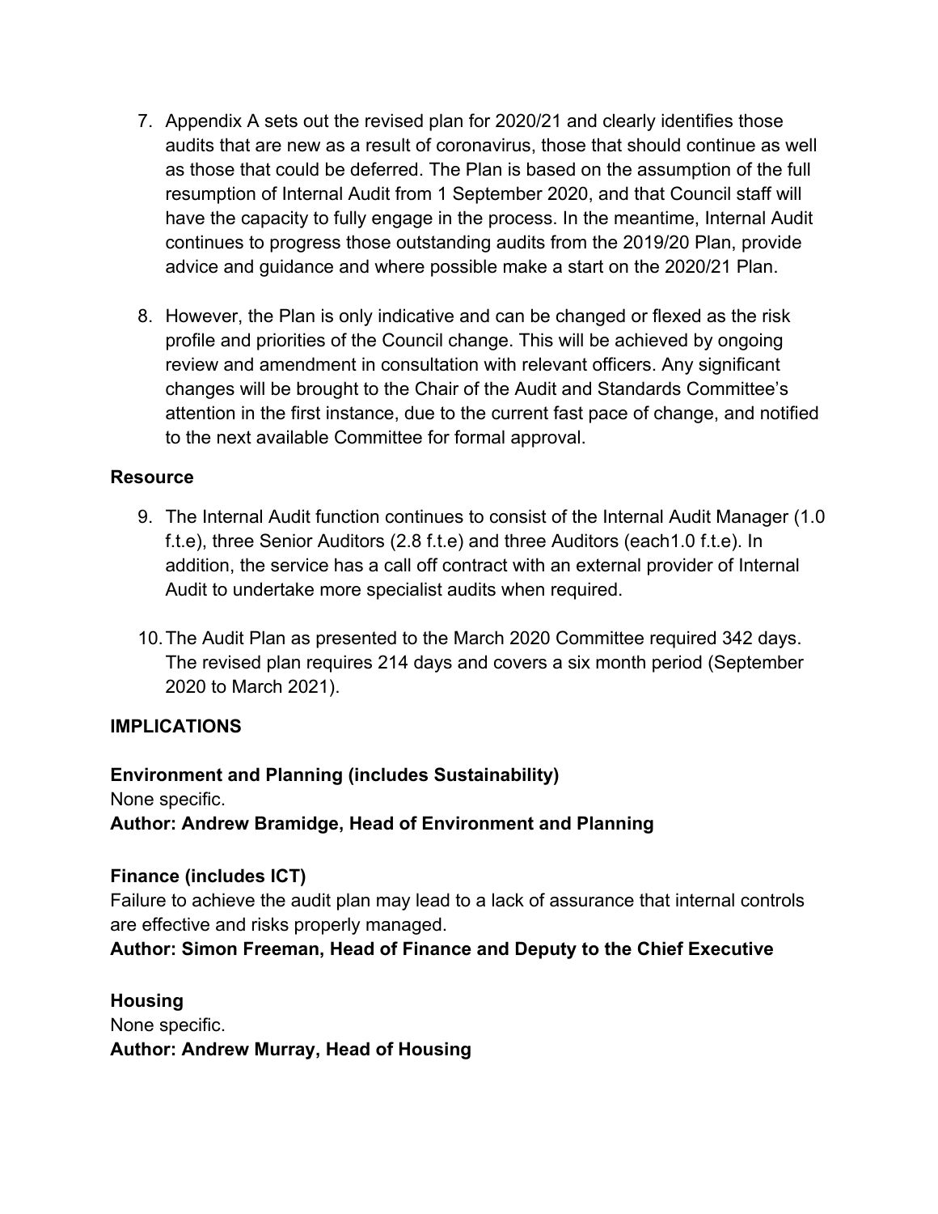7. Appendix A sets out the revised plan for 2020/21 and clearly identifies those audits that are new as a result of coronavirus, those that should continue as well as those that could be deferred. The Plan is based on the assumption of the full resumption of Internal Audit from 1 September 2020, and that Council staff will have the capacity to fully engage in the process. In the meantime, Internal Audit continues to progress those outstanding audits from the 2019/20 Plan, provide advice and guidance and where possible make a start on the 2020/21 Plan.

8. However, the Plan is only indicative and can be changed or flexed as the risk profile and priorities of the Council change. This will be achieved by ongoing review and amendment in consultation with relevant officers. Any significant changes will be brought to the Chair of the Audit and Standards Committee's attention in the first instance, due to the current fast pace of change, and notified to the next available Committee for formal approval.

**Resource**

9. The Internal Audit function continues to consist of the Internal Audit Manager (1.0 f.t.e), three Senior Auditors (2.8 f.t.e) and three Auditors (each1.0 f.t.e). In addition, the service has a call off contract with an external provider of Internal Audit to undertake more specialist audits when required.

10. The Audit Plan as presented to the March 2020 Committee required 342 days. The revised plan requires 214 days and covers a six month period (September 2020 to March 2021).

**IMPLICATIONS**

**Environment and Planning (includes Sustainability)**
None specific.
**Author: Andrew Bramidge, Head of Environment and Planning**

**Finance (includes ICT)**
Failure to achieve the audit plan may lead to a lack of assurance that internal controls are effective and risks properly managed.
**Author: Simon Freeman, Head of Finance and Deputy to the Chief Executive**

**Housing**
None specific.
**Author: Andrew Murray, Head of Housing**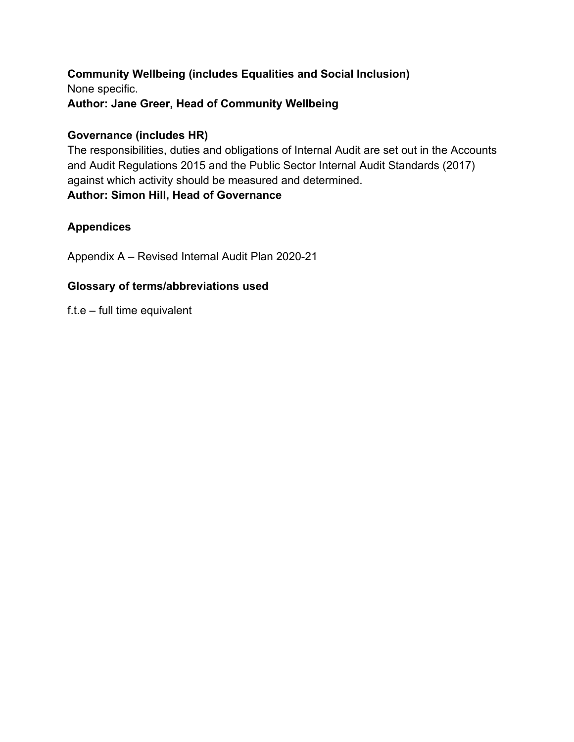**Community Wellbeing (includes Equalities and Social Inclusion)**
None specific.
**Author: Jane Greer, Head of Community Wellbeing**

**Governance (includes HR)**
The responsibilities, duties and obligations of Internal Audit are set out in the Accounts and Audit Regulations 2015 and the Public Sector Internal Audit Standards (2017) against which activity should be measured and determined.
**Author: Simon Hill, Head of Governance**

## Appendices

Appendix A – Revised Internal Audit Plan 2020-21

## Glossary of terms/abbreviations used

f.t.e – full time equivalent